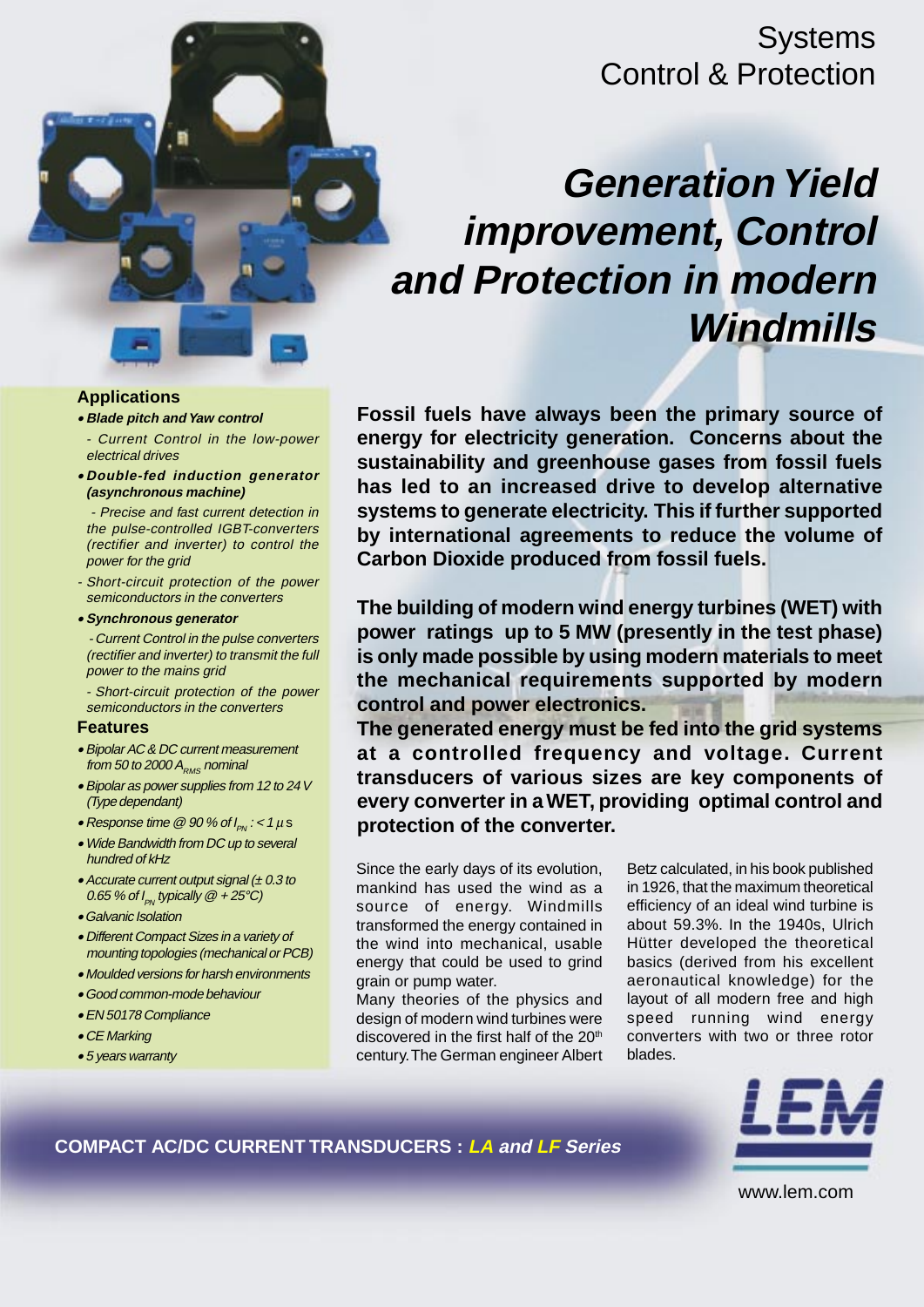Systems
Control & Protection

# Generation Yield improvement, Control and Protection in modern Windmills

## Applications

- ***Blade pitch and Yaw control***
  - *Current Control in the low-power electrical drives*
- ***Double-fed induction generator (asynchronous machine)***
  - *Precise and fast current detection in the pulse-controlled IGBT-converters (rectifier and inverter) to control the power for the grid*
  - *Short-circuit protection of the power semiconductors in the converters*
- ***Synchronous generator***
  - *Current Control in the pulse converters (rectifier and inverter) to transmit the full power to the mains grid*
  - *Short-circuit protection of the power semiconductors in the converters*

## Features

- *Bipolar AC & DC current measurement from 50 to 2000 $A_{RMS}$ nominal*
- *Bipolar as power supplies from 12 to 24 V (Type dependant)*
- *Response time @ 90 % of $I_{PN}$ : < 1 $\mu$s*
- *Wide Bandwidth from DC up to several hundred of kHz*
- *Accurate current output signal (± 0.3 to 0.65 % of $I_{PN}$ typically @ + 25°C)*
- *Galvanic Isolation*
- *Different Compact Sizes in a variety of mounting topologies (mechanical or PCB)*
- *Moulded versions for harsh environments*
- *Good common-mode behaviour*
- *EN 50178 Compliance*
- *CE Marking*
- *5 years warranty*

**Fossil fuels have always been the primary source of energy for electricity generation. Concerns about the sustainability and greenhouse gases from fossil fuels has led to an increased drive to develop alternative systems to generate electricity. This if further supported by international agreements to reduce the volume of Carbon Dioxide produced from fossil fuels.**

**The building of modern wind energy turbines (WET) with power ratings up to 5 MW (presently in the test phase) is only made possible by using modern materials to meet the mechanical requirements supported by modern control and power electronics.**
**The generated energy must be fed into the grid systems at a controlled frequency and voltage. Current transducers of various sizes are key components of every converter in a WET, providing optimal control and protection of the converter.**

Since the early days of its evolution, mankind has used the wind as a source of energy. Windmills transformed the energy contained in the wind into mechanical, usable energy that could be used to grind grain or pump water.
Many theories of the physics and design of modern wind turbines were discovered in the first half of the 20th century. The German engineer Albert Betz calculated, in his book published in 1926, that the maximum theoretical efficiency of an ideal wind turbine is about 59.3%. In the 1940s, Ulrich Hütter developed the theoretical basics (derived from his excellent aeronautical knowledge) for the layout of all modern free and high speed running wind energy converters with two or three rotor blades.

**COMPACT AC/DC CURRENT TRANSDUCERS : *LA and LF Series***

LEM

www.lem.com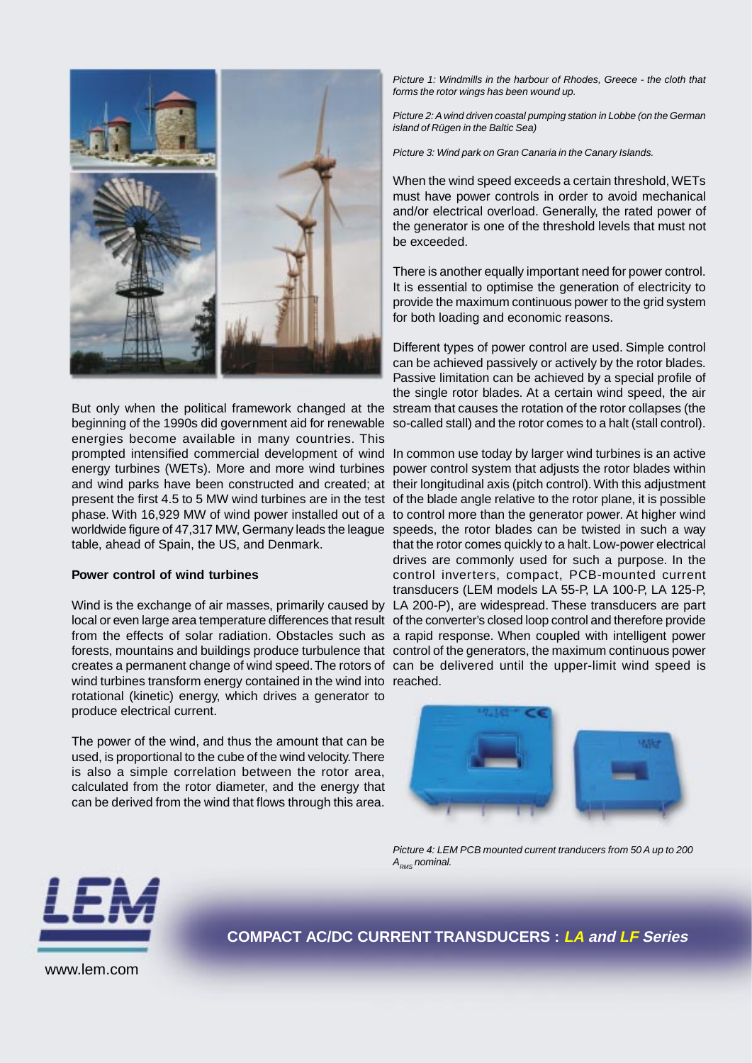But only when the political framework changed at the beginning of the 1990s did government aid for renewable energies become available in many countries. This prompted intensified commercial development of wind energy turbines (WETs). More and more wind turbines and wind parks have been constructed and created; at present the first 4.5 to 5 MW wind turbines are in the test phase. With 16,929 MW of wind power installed out of a worldwide figure of 47,317 MW, Germany leads the league table, ahead of Spain, the US, and Denmark.

**Power control of wind turbines**

Wind is the exchange of air masses, primarily caused by local or even large area temperature differences that result from the effects of solar radiation. Obstacles such as forests, mountains and buildings produce turbulence that creates a permanent change of wind speed. The rotors of wind turbines transform energy contained in the wind into rotational (kinetic) energy, which drives a generator to produce electrical current.

The power of the wind, and thus the amount that can be used, is proportional to the cube of the wind velocity. There is also a simple correlation between the rotor area, calculated from the rotor diameter, and the energy that can be derived from the wind that flows through this area.

*Picture 1: Windmills in the harbour of Rhodes, Greece - the cloth that forms the rotor wings has been wound up.*

*Picture 2: A wind driven coastal pumping station in Lobbe (on the German island of Rügen in the Baltic Sea)*

*Picture 3: Wind park on Gran Canaria in the Canary Islands.*

When the wind speed exceeds a certain threshold, WETs must have power controls in order to avoid mechanical and/or electrical overload. Generally, the rated power of the generator is one of the threshold levels that must not be exceeded.

There is another equally important need for power control. It is essential to optimise the generation of electricity to provide the maximum continuous power to the grid system for both loading and economic reasons.

Different types of power control are used. Simple control can be achieved passively or actively by the rotor blades. Passive limitation can be achieved by a special profile of the single rotor blades. At a certain wind speed, the air stream that causes the rotation of the rotor collapses (the so-called stall) and the rotor comes to a halt (stall control).

In common use today by larger wind turbines is an active power control system that adjusts the rotor blades within their longitudinal axis (pitch control). With this adjustment of the blade angle relative to the rotor plane, it is possible to control more than the generator power. At higher wind speeds, the rotor blades can be twisted in such a way that the rotor comes quickly to a halt. Low-power electrical drives are commonly used for such a purpose. In the control inverters, compact, PCB-mounted current transducers (LEM models LA 55-P, LA 100-P, LA 125-P, LA 200-P), are widespread. These transducers are part of the converter's closed loop control and therefore provide a rapid response. When coupled with intelligent power control of the generators, the maximum continuous power can be delivered until the upper-limit wind speed is reached.

*Picture 4: LEM PCB mounted current tranducers from 50 A up to 200 $A_{RMS}$ nominal.*

**COMPACT AC/DC CURRENT TRANSDUCERS : *LA and LF Series***

www.lem.com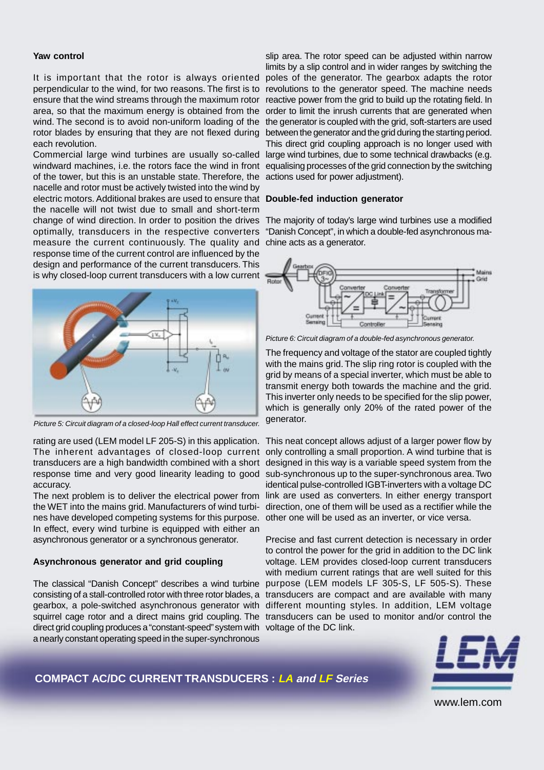## Yaw control

It is important that the rotor is always oriented perpendicular to the wind, for two reasons. The first is to ensure that the wind streams through the maximum rotor area, so that the maximum energy is obtained from the wind. The second is to avoid non-uniform loading of the rotor blades by ensuring that they are not flexed during each revolution.

Commercial large wind turbines are usually so-called windward machines, i.e. the rotors face the wind in front of the tower, but this is an unstable state. Therefore, the nacelle and rotor must be actively twisted into the wind by electric motors. Additional brakes are used to ensure that the nacelle will not twist due to small and short-term change of wind direction. In order to position the drives optimally, transducers in the respective converters measure the current continuously. The quality and response time of the current control are influenced by the design and performance of the current transducers. This is why closed-loop current transducers with a low current rating are used (LEM model LF 205-S) in this application. The inherent advantages of closed-loop current transducers are a high bandwidth combined with a short response time and very good linearity leading to good accuracy.

*Picture 5: Circuit diagram of a closed-loop Hall effect current transducer.*

The next problem is to deliver the electrical power from the WET into the mains grid. Manufacturers of wind turbines have developed competing systems for this purpose. In effect, every wind turbine is equipped with either an asynchronous generator or a synchronous generator.

## Asynchronous generator and grid coupling

The classical "Danish Concept" describes a wind turbine consisting of a stall-controlled rotor with three rotor blades, a gearbox, a pole-switched asynchronous generator with squirrel cage rotor and a direct mains grid coupling. The direct grid coupling produces a "constant-speed" system with a nearly constant operating speed in the super-synchronous slip area. The rotor speed can be adjusted within narrow limits by a slip control and in wider ranges by switching the poles of the generator. The gearbox adapts the rotor revolutions to the generator speed. The machine needs reactive power from the grid to build up the rotating field. In order to limit the inrush currents that are generated when the generator is coupled with the grid, soft-starters are used between the generator and the grid during the starting period. This direct grid coupling approach is no longer used with large wind turbines, due to some technical drawbacks (e.g. equalising processes of the grid connection by the switching actions used for power adjustment).

## Double-fed induction generator

The majority of today's large wind turbines use a modified "Danish Concept", in which a double-fed asynchronous machine acts as a generator.

*Picture 6: Circuit diagram of a double-fed asynchronous generator.*

The frequency and voltage of the stator are coupled tightly with the mains grid. The slip ring rotor is coupled with the grid by means of a special inverter, which must be able to transmit energy both towards the machine and the grid. This inverter only needs to be specified for the slip power, which is generally only 20% of the rated power of the generator.

This neat concept allows adjust of a larger power flow by only controlling a small proportion. A wind turbine that is designed in this way is a variable speed system from the sub-synchronous up to the super-synchronous area. Two identical pulse-controlled IGBT-inverters with a voltage DC link are used as converters. In either energy transport direction, one of them will be used as a rectifier while the other one will be used as an inverter, or vice versa.

Precise and fast current detection is necessary in order to control the power for the grid in addition to the DC link voltage. LEM provides closed-loop current transducers with medium current ratings that are well suited for this purpose (LEM models LF 305-S, LF 505-S). These transducers are compact and are available with many different mounting styles. In addition, LEM voltage transducers can be used to monitor and/or control the voltage of the DC link.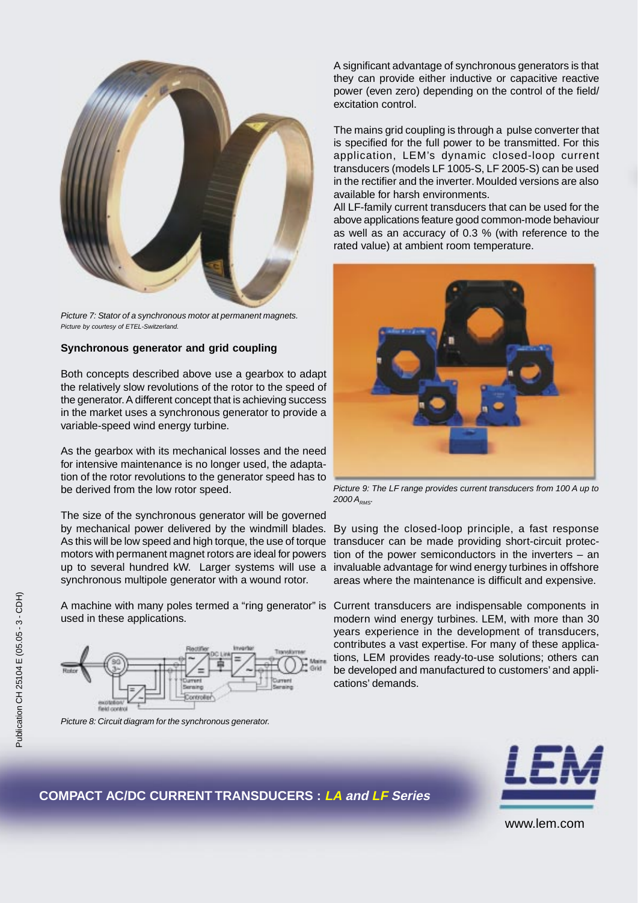Picture 7: Stator of a synchronous motor at permanent magnets.
Picture by courtesy of ETEL-Switzerland.

### Synchronous generator and grid coupling

Both concepts described above use a gearbox to adapt the relatively slow revolutions of the rotor to the speed of the generator. A different concept that is achieving success in the market uses a synchronous generator to provide a variable-speed wind energy turbine.

As the gearbox with its mechanical losses and the need for intensive maintenance is no longer used, the adaptation of the rotor revolutions to the generator speed has to be derived from the low rotor speed.

The size of the synchronous generator will be governed by mechanical power delivered by the windmill blades. As this will be low speed and high torque, the use of torque motors with permanent magnet rotors are ideal for powers up to several hundred kW. Larger systems will use a synchronous multipole generator with a wound rotor.

A machine with many poles termed a "ring generator" is used in these applications.

Rotor
SG 3~
Rectifier
DC Link
Inverter
Transformer
Mains Grid
excitation/ field control
Current Sensing
Controller
Current Sensing

Picture 8: Circuit diagram for the synchronous generator.

A significant advantage of synchronous generators is that they can provide either inductive or capacitive reactive power (even zero) depending on the control of the field/ excitation control.

The mains grid coupling is through a pulse converter that is specified for the full power to be transmitted. For this application, LEM's dynamic closed-loop current transducers (models LF 1005-S, LF 2005-S) can be used in the rectifier and the inverter. Moulded versions are also available for harsh environments.
All LF-family current transducers that can be used for the above applications feature good common-mode behaviour as well as an accuracy of 0.3 % (with reference to the rated value) at ambient room temperature.

Picture 9: The LF range provides current transducers from 100 A up to 2000 $A_{RMS}$.

By using the closed-loop principle, a fast response transducer can be made providing short-circuit protection of the power semiconductors in the inverters – an invaluable advantage for wind energy turbines in offshore areas where the maintenance is difficult and expensive.

Current transducers are indispensable components in modern wind energy turbines. LEM, with more than 30 years experience in the development of transducers, contributes a vast expertise. For many of these applications, LEM provides ready-to-use solutions; others can be developed and manufactured to customers' and applications' demands.

Publication CH 25104 E (05.05 - 3 - CDH)

**COMPACT AC/DC CURRENT TRANSDUCERS : *LA and LF Series***

LEM

www.lem.com